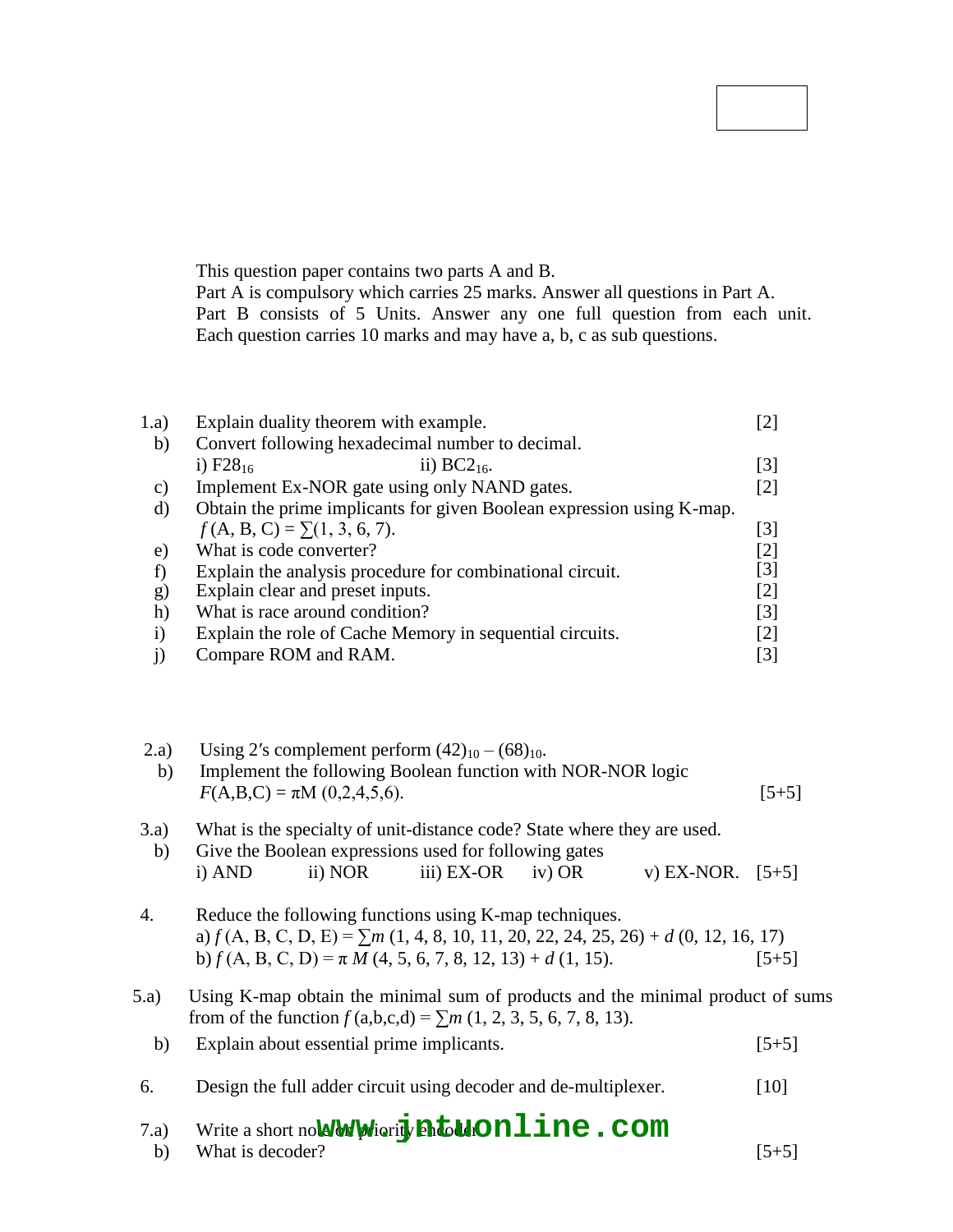This question paper contains two parts A and B.
Part A is compulsory which carries 25 marks. Answer all questions in Part A.
Part B consists of 5 Units. Answer any one full question from each unit. Each question carries 10 marks and may have a, b, c as sub questions.

1.a) Explain duality theorem with example. [2]

b) Convert following hexadecimal number to decimal.
i) $F28_{16}$ ii) $BC2_{16}$. [3]

c) Implement Ex-NOR gate using only NAND gates. [2]

d) Obtain the prime implicants for given Boolean expression using K-map.
$f(A, B, C) = \sum(1, 3, 6, 7)$. [3]

e) What is code converter? [2]

f) Explain the analysis procedure for combinational circuit. [3]

g) Explain clear and preset inputs. [2]

h) What is race around condition? [3]

i) Explain the role of Cache Memory in sequential circuits. [2]

j) Compare ROM and RAM. [3]

2.a) Using 2′s complement perform $(42)_{10} - (68)_{10}$.

b) Implement the following Boolean function with NOR-NOR logic
$F(A,B,C) = \pi M(0,2,4,5,6)$. [5+5]

3.a) What is the specialty of unit-distance code? State where they are used.

b) Give the Boolean expressions used for following gates
i) AND ii) NOR iii) EX-OR iv) OR v) EX-NOR. [5+5]

4. Reduce the following functions using K-map techniques.
a) $f(A, B, C, D, E) = \sum m(1, 4, 8, 10, 11, 20, 22, 24, 25, 26) + d(0, 12, 16, 17)$
b) $f(A, B, C, D) = \pi M(4, 5, 6, 7, 8, 12, 13) + d(1, 15)$. [5+5]

5.a) Using K-map obtain the minimal sum of products and the minimal product of sums from of the function $f(a,b,c,d) = \sum m(1, 2, 3, 5, 6, 7, 8, 13)$.

b) Explain about essential prime implicants. [5+5]

6. Design the full adder circuit using decoder and de-multiplexer. [10]

7.a) Write a short note on priority encoder.

b) What is decoder? [5+5]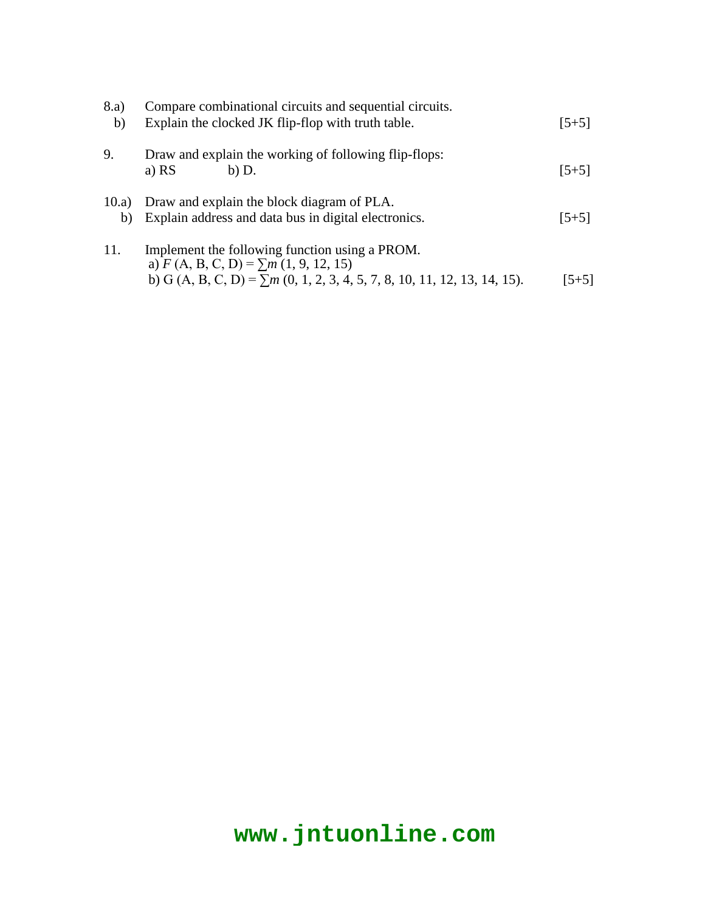8.a) Compare combinational circuits and sequential circuits.

b) Explain the clocked JK flip-flop with truth table. [5+5]

9. Draw and explain the working of following flip-flops:

a) RS b) D. [5+5]

10.a) Draw and explain the block diagram of PLA.

b) Explain address and data bus in digital electronics. [5+5]

11. Implement the following function using a PROM.

a) $F$ (A, B, C, D) = $\sum m$ (1, 9, 12, 15)

b) G (A, B, C, D) = $\sum m$ (0, 1, 2, 3, 4, 5, 7, 8, 10, 11, 12, 13, 14, 15). [5+5]

www.jntuonline.com